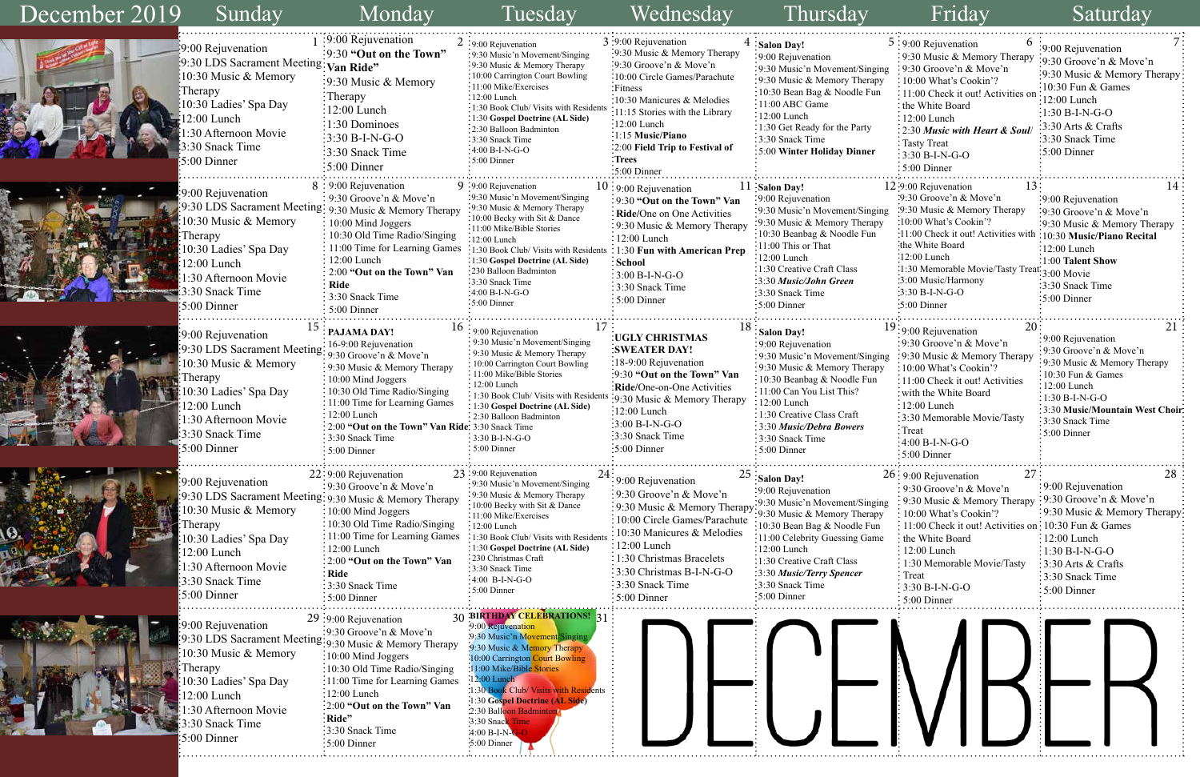# December 2019

| Sunday | Monday | Tuesday | Wednesday | Thursday | Friday | Saturday |
|---|---|---|---|---|---|---|
| **1**<br>9:00 Rejuvenation<br>9:30 LDS Sacrament Meeting<br>10:30 Music & Memory Therapy<br>10:30 Ladies' Spa Day<br>12:00 Lunch<br>1:30 Afternoon Movie<br>3:30 Snack Time<br>5:00 Dinner | **2**<br>9:00 Rejuvenation<br>9:30 **"Out on the Town" Van Ride"**<br>9:30 Music & Memory Therapy<br>12:00 Lunch<br>1:30 Dominoes<br>3:30 B-I-N-G-O<br>3:30 Snack Time<br>5:00 Dinner | **3**<br>9:00 Rejuvenation<br>9:30 Music'n Movement/Singing<br>9:30 Music & Memory Therapy<br>10:00 Carrington Court Bowling<br>11:00 Mike/Exercises<br>12:00 Lunch<br>1:30 Book Club/ Visits with Residents<br>1:30 **Gospel Doctrine (AL Side)**<br>2:30 Balloon Badminton<br>3:30 Snack Time<br>4:00 B-I-N-G-O<br>5:00 Dinner | **4**<br>9:00 Rejuvenation<br>9:30 Music & Memory Therapy<br>9:30 Groove'n & Move'n<br>10:00 Circle Games/Parachute Fitness<br>10:30 Manicures & Melodies<br>11:15 Stories with the Library<br>12:00 Lunch<br>1:15 **Music/Piano**<br>2:00 **Field Trip to Festival of Trees**<br>5:00 Dinner | **5**<br>**Salon Day!**<br>9:00 Rejuvenation<br>9:30 Music'n Movement/Singing<br>9:30 Music & Memory Therapy<br>10:30 Bean Bag & Noodle Fun<br>11:00 ABC Game<br>12:00 Lunch<br>1:30 Get Ready for the Party<br>3:30 Snack Time<br>5:00 **Winter Holiday Dinner** | **6**<br>9:00 Rejuvenation<br>9:30 Music & Memory Therapy<br>9:30 Groove'n & Move'n<br>10:00 What's Cookin'?<br>11:00 Check it out! Activities on the White Board<br>12:00 Lunch<br>2:30 ***Music with Heart & Soul***/ Tasty Treat<br>3:30 B-I-N-G-O<br>5:00 Dinner | **7**<br>9:00 Rejuvenation<br>9:30 Groove'n & Move'n<br>9:30 Music & Memory Therapy<br>10:30 Fun & Games<br>12:00 Lunch<br>1:30 B-I-N-G-O<br>3:30 Arts & Crafts<br>3:30 Snack Time<br>5:00 Dinner |
| **8**<br>9:00 Rejuvenation<br>9:30 LDS Sacrament Meeting<br>10:30 Music & Memory Therapy<br>10:30 Ladies' Spa Day<br>12:00 Lunch<br>1:30 Afternoon Movie<br>3:30 Snack Time<br>5:00 Dinner | **9**<br>9:00 Rejuvenation<br>9:30 Groove'n & Move'n<br>9:30 Music & Memory Therapy<br>10:00 Mind Joggers<br>10:30 Old Time Radio/Singing<br>11:00 Time for Learning Games<br>12:00 Lunch<br>2:00 **"Out on the Town" Van Ride**<br>3:30 Snack Time<br>5:00 Dinner | **10**<br>9:00 Rejuvenation<br>9:30 Music'n Movement/Singing<br>9:30 Music & Memory Therapy<br>10:00 Becky with Sit & Dance<br>11:00 Mike/Bible Stories<br>12:00 Lunch<br>1:30 Book Club/ Visits with Residents<br>1:30 **Gospel Doctrine (AL Side)**<br>230 Balloon Badminton<br>3:30 Snack Time<br>4:00 B-I-N-G-O<br>5:00 Dinner | **11**<br>9:00 Rejuvenation<br>9:30 **"Out on the Town" Van Ride**/One on One Activities<br>9:30 Music & Memory Therapy<br>12:00 Lunch<br>1:30 **Fun with American Prep School**<br>3:00 B-I-N-G-O<br>3:30 Snack Time<br>5:00 Dinner | **12**<br>**Salon Day!**<br>9:00 Rejuvenation<br>9:30 Music'n Movement/Singing<br>9:30 Music & Memory Therapy<br>10:30 Beanbag & Noodle Fun<br>11:00 This or That<br>12:00 Lunch<br>1:30 Creative Craft Class<br>3:30 ***Music/John Green***<br>3:30 Snack Time<br>5:00 Dinner | **13**<br>9:00 Rejuvenation<br>9:30 Groove'n & Move'n<br>9:30 Music & Memory Therapy<br>10:00 What's Cookin'?<br>11:00 Check it out! Activities with the White Board<br>12:00 Lunch<br>1:30 Memorable Movie/Tasty Treat<br>3:00 Music/Harmony<br>3:30 B-I-N-G-O<br>5:00 Dinner | **14**<br>9:00 Rejuvenation<br>9:30 Groove'n & Move'n<br>9:30 Music & Memory Therapy<br>10:30 **Music/Piano Recital**<br>12:00 Lunch<br>1:00 **Talent Show**<br>3:00 Movie<br>3:30 Snack Time<br>5:00 Dinner |
| **15**<br>9:00 Rejuvenation<br>9:30 LDS Sacrament Meeting<br>10:30 Music & Memory Therapy<br>10:30 Ladies' Spa Day<br>12:00 Lunch<br>1:30 Afternoon Movie<br>3:30 Snack Time<br>5:00 Dinner | **16**<br>**PAJAMA DAY!**<br>16-9:00 Rejuvenation<br>9:30 Groove'n & Move'n<br>9:30 Music & Memory Therapy<br>10:00 Mind Joggers<br>10:30 Old Time Radio/Singing<br>11:00 Time for Learning Games<br>12:00 Lunch<br>2:00 **"Out on the Town" Van Ride**<br>3:30 Snack Time<br>5:00 Dinner | **17**<br>9:00 Rejuvenation<br>9:30 Music'n Movement/Singing<br>9:30 Music & Memory Therapy<br>10:00 Carrington Court Bowling<br>11:00 Mike/Bible Stories<br>12:00 Lunch<br>1:30 Book Club/ Visits with Residents<br>1:30 **Gospel Doctrine (AL Side)**<br>2:30 Balloon Badminton<br>3:30 Snack Time<br>3:30 B-I-N-G-O<br>5:00 Dinner | **18**<br>**UGLY CHRISTMAS SWEATER DAY!**<br>18-9:00 Rejuvenation<br>9:30 **"Out on the Town" Van Ride**/One-on-One Activities<br>9:30 Music & Memory Therapy<br>12:00 Lunch<br>3:00 B-I-N-G-O<br>3:30 Snack Time<br>5:00 Dinner | **19**<br>**Salon Day!**<br>9:00 Rejuvenation<br>9:30 Music'n Movement/Singing<br>9:30 Music & Memory Therapy<br>10:30 Beanbag & Noodle Fun<br>11:00 Can You List This?<br>12:00 Lunch<br>1:30 Creative Class Craft<br>3:30 ***Music/Debra Bowers***<br>3:30 Snack Time<br>5:00 Dinner | **20**<br>9:00 Rejuvenation<br>9:30 Groove'n & Move'n<br>9:30 Music & Memory Therapy<br>10:00 What's Cookin'?<br>11:00 Check it out! Activities with the White Board<br>12:00 Lunch<br>3:30 Memorable Movie/Tasty Treat<br>4:00 B-I-N-G-O<br>5:00 Dinner | **21**<br>9:00 Rejuvenation<br>9:30 Groove'n & Move'n<br>9:30 Music & Memory Therapy<br>10:30 Fun & Games<br>12:00 Lunch<br>1:30 B-I-N-G-O<br>3:30 **Music/Mountain West Choir**<br>3:30 Snack Time<br>5:00 Dinner |
| **22**<br>9:00 Rejuvenation<br>9:30 LDS Sacrament Meeting<br>10:30 Music & Memory Therapy<br>10:30 Ladies' Spa Day<br>12:00 Lunch<br>1:30 Afternoon Movie<br>3:30 Snack Time<br>5:00 Dinner | **23**<br>9:00 Rejuvenation<br>9:30 Groove'n & Move'n<br>9:30 Music & Memory Therapy<br>10:00 Mind Joggers<br>10:30 Old Time Radio/Singing<br>11:00 Time for Learning Games<br>12:00 Lunch<br>2:00 **"Out on the Town" Van Ride**<br>3:30 Snack Time<br>5:00 Dinner | **24**<br>9:00 Rejuvenation<br>9:30 Music'n Movement/Singing<br>9:30 Music & Memory Therapy<br>10:00 Becky with Sit & Dance<br>11:00 Mike/Exercises<br>12:00 Lunch<br>1:30 Book Club/ Visits with Residents<br>1:30 **Gospel Doctrine (AL Side)**<br>230 Christmas Craft<br>3:30 Snack Time<br>4:00 B-I-N-G-O<br>5:00 Dinner | **25**<br>9:00 Rejuvenation<br>9:30 Groove'n & Move'n<br>9:30 Music & Memory Therapy<br>10:00 Circle Games/Parachute<br>10:30 Manicures & Melodies<br>12:00 Lunch<br>1:30 Christmas Bracelets<br>3:30 Christmas B-I-N-G-O<br>3:30 Snack Time<br>5:00 Dinner | **26**<br>**Salon Day!**<br>9:00 Rejuvenation<br>9:30 Music'n Movement/Singing<br>9:30 Music & Memory Therapy<br>10:30 Bean Bag & Noodle Fun<br>11:00 Celebrity Guessing Game<br>12:00 Lunch<br>1:30 Creative Craft Class<br>3:30 ***Music/Terry Spencer***<br>3:30 Snack Time<br>5:00 Dinner | **27**<br>9:00 Rejuvenation<br>9:30 Groove'n & Move'n<br>9:30 Music & Memory Therapy<br>10:00 What's Cookin'?<br>11:00 Check it out! Activities on the White Board<br>12:00 Lunch<br>1:30 Memorable Movie/Tasty Treat<br>3:30 B-I-N-G-O<br>5:00 Dinner | **28**<br>9:00 Rejuvenation<br>9:30 Groove'n & Move'n<br>9:30 Music & Memory Therapy<br>10:30 Fun & Games<br>12:00 Lunch<br>1:30 B-I-N-G-O<br>3:30 Arts & Crafts<br>3:30 Snack Time<br>5:00 Dinner |
| **29**<br>9:00 Rejuvenation<br>9:30 LDS Sacrament Meeting<br>10:30 Music & Memory Therapy<br>10:30 Ladies' Spa Day<br>12:00 Lunch<br>1:30 Afternoon Movie<br>3:30 Snack Time<br>5:00 Dinner | **30**<br>9:00 Rejuvenation<br>9:30 Groove'n & Move'n<br>9:30 Music & Memory Therapy<br>10:00 Mind Joggers<br>10:30 Old Time Radio/Singing<br>11:00 Time for Learning Games<br>12:00 Lunch<br>2:00 **"Out on the Town" Van Ride"**<br>3:30 Snack Time<br>5:00 Dinner | **31**<br>**BIRTHDAY CELEBRATIONS!**<br>9:00 Rejuvenation<br>9:30 Music'n Movement/Singing<br>9:30 Music & Memory Therapy<br>10:00 Carrington Court Bowling<br>11:00 Mike/Bible Stories<br>12:00 Lunch<br>1:30 Book Club/ Visits with Residents<br>1:30 **Gospel Doctrine (AL Side)**<br>2:30 Balloon Badminton<br>3:30 Snack Time<br>4:00 B-I-N-G-O<br>5:00 Dinner | DECEMBER | | | |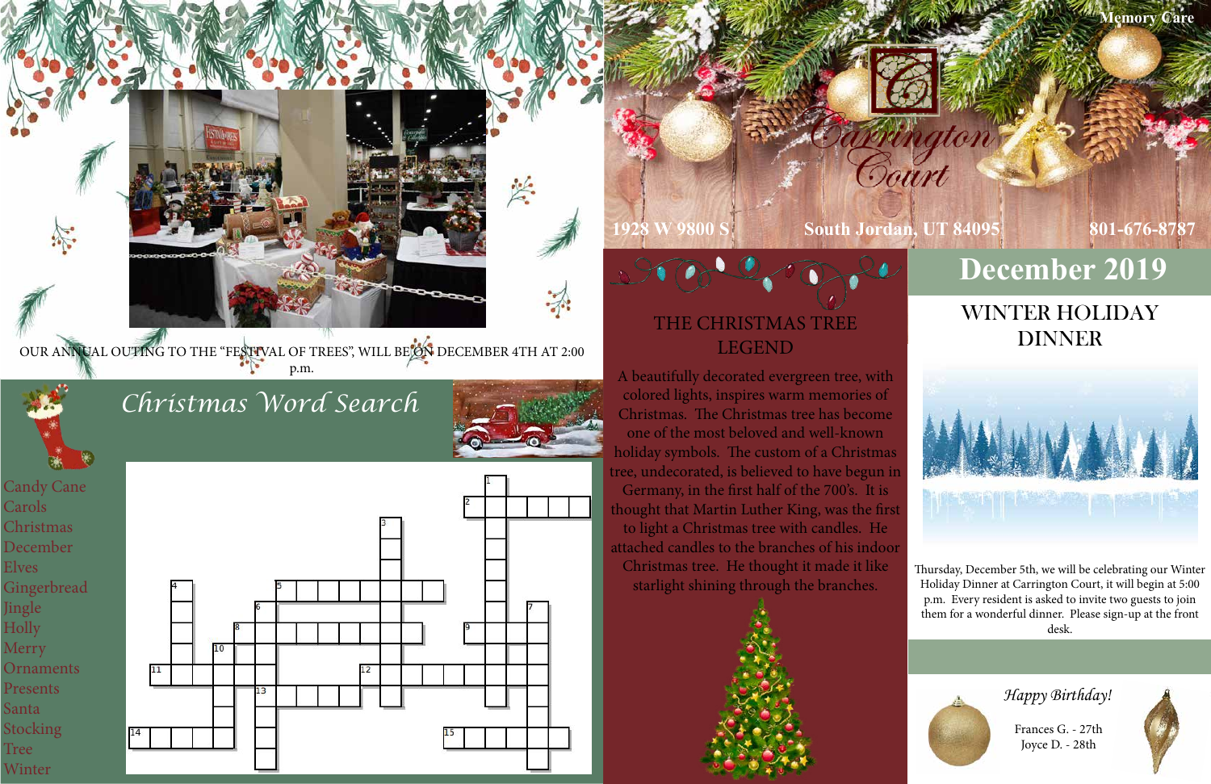Memory Care

Carrington Court

1928 W 9800 S | South Jordan, UT 84095 | 801-676-8787

# December 2019

OUR ANNUAL OUTING TO THE "FESTIVAL OF TREES", WILL BE ON DECEMBER 4TH AT 2:00 p.m.

## Christmas Word Search

- Candy Cane
- Carols
- Christmas
- December
- Elves
- Gingerbread
- Jingle
- Holly
- Merry
- Ornaments
- Presents
- Santa
- Stocking
- Tree
- Winter

1 2 3 4 5 6 7 8 9 10 11 12 13 14 15

## THE CHRISTMAS TREE LEGEND

A beautifully decorated evergreen tree, with colored lights, inspires warm memories of Christmas. The Christmas tree has become one of the most beloved and well-known holiday symbols. The custom of a Christmas tree, undecorated, is believed to have begun in Germany, in the first half of the 700's. It is thought that Martin Luther King, was the first to light a Christmas tree with candles. He attached candles to the branches of his indoor Christmas tree. He thought it made it like starlight shining through the branches.

## WINTER HOLIDAY DINNER

Thursday, December 5th, we will be celebrating our Winter Holiday Dinner at Carrington Court, it will begin at 5:00 p.m. Every resident is asked to invite two guests to join them for a wonderful dinner. Please sign-up at the front desk.

*Happy Birthday!*

Frances G. - 27th
Joyce D. - 28th